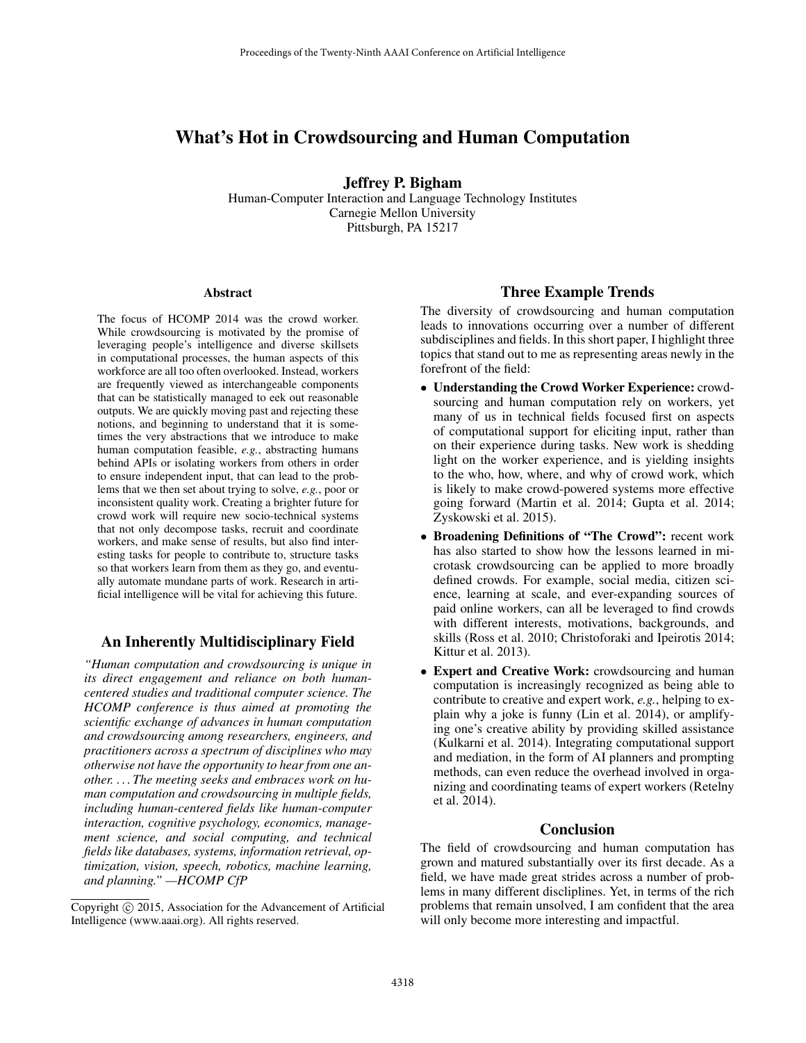# What's Hot in Crowdsourcing and Human Computation

**Jeffrey P. Bigham**
Human-Computer Interaction and Language Technology Institutes
Carnegie Mellon University
Pittsburgh, PA 15217

## Abstract

The focus of HCOMP 2014 was the crowd worker. While crowdsourcing is motivated by the promise of leveraging people's intelligence and diverse skillsets in computational processes, the human aspects of this workforce are all too often overlooked. Instead, workers are frequently viewed as interchangeable components that can be statistically managed to eek out reasonable outputs. We are quickly moving past and rejecting these notions, and beginning to understand that it is sometimes the very abstractions that we introduce to make human computation feasible, *e.g.*, abstracting humans behind APIs or isolating workers from others in order to ensure independent input, that can lead to the problems that we then set about trying to solve, *e.g.*, poor or inconsistent quality work. Creating a brighter future for crowd work will require new socio-technical systems that not only decompose tasks, recruit and coordinate workers, and make sense of results, but also find interesting tasks for people to contribute to, structure tasks so that workers learn from them as they go, and eventually automate mundane parts of work. Research in artificial intelligence will be vital for achieving this future.

## An Inherently Multidisciplinary Field

*"Human computation and crowdsourcing is unique in its direct engagement and reliance on both human-centered studies and traditional computer science. The HCOMP conference is thus aimed at promoting the scientific exchange of advances in human computation and crowdsourcing among researchers, engineers, and practitioners across a spectrum of disciplines who may otherwise not have the opportunity to hear from one another. . . . The meeting seeks and embraces work on human computation and crowdsourcing in multiple fields, including human-centered fields like human-computer interaction, cognitive psychology, economics, management science, and social computing, and technical fields like databases, systems, information retrieval, optimization, vision, speech, robotics, machine learning, and planning." —HCOMP CfP*

Copyright © 2015, Association for the Advancement of Artificial Intelligence (www.aaai.org). All rights reserved.

## Three Example Trends

The diversity of crowdsourcing and human computation leads to innovations occurring over a number of different subdisciplines and fields. In this short paper, I highlight three topics that stand out to me as representing areas newly in the forefront of the field:

- **Understanding the Crowd Worker Experience:** crowdsourcing and human computation rely on workers, yet many of us in technical fields focused first on aspects of computational support for eliciting input, rather than on their experience during tasks. New work is shedding light on the worker experience, and is yielding insights to the who, how, where, and why of crowd work, which is likely to make crowd-powered systems more effective going forward (Martin et al. 2014; Gupta et al. 2014; Zyskowski et al. 2015).
- **Broadening Definitions of "The Crowd":** recent work has also started to show how the lessons learned in microtask crowdsourcing can be applied to more broadly defined crowds. For example, social media, citizen science, learning at scale, and ever-expanding sources of paid online workers, can all be leveraged to find crowds with different interests, motivations, backgrounds, and skills (Ross et al. 2010; Christoforaki and Ipeirotis 2014; Kittur et al. 2013).
- **Expert and Creative Work:** crowdsourcing and human computation is increasingly recognized as being able to contribute to creative and expert work, *e.g.*, helping to explain why a joke is funny (Lin et al. 2014), or amplifying one's creative ability by providing skilled assistance (Kulkarni et al. 2014). Integrating computational support and mediation, in the form of AI planners and prompting methods, can even reduce the overhead involved in organizing and coordinating teams of expert workers (Retelny et al. 2014).

## Conclusion

The field of crowdsourcing and human computation has grown and matured substantially over its first decade. As a field, we have made great strides across a number of problems in many different disciplines. Yet, in terms of the rich problems that remain unsolved, I am confident that the area will only become more interesting and impactful.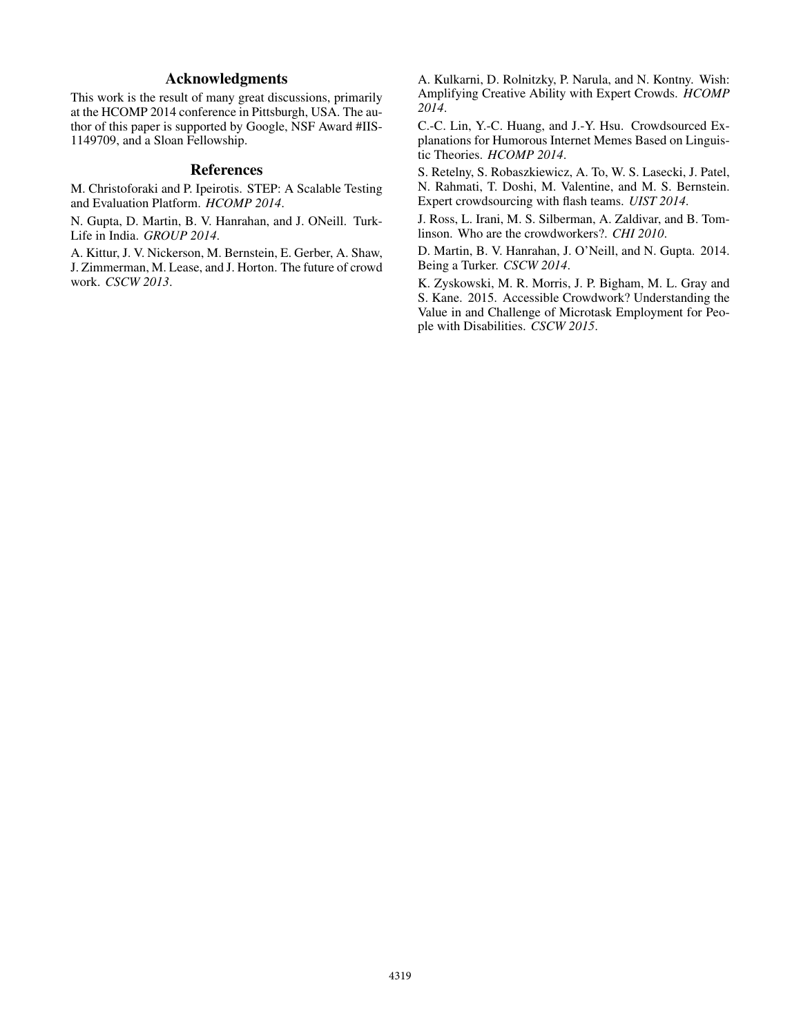## Acknowledgments

This work is the result of many great discussions, primarily at the HCOMP 2014 conference in Pittsburgh, USA. The author of this paper is supported by Google, NSF Award #IIS-1149709, and a Sloan Fellowship.

## References

M. Christoforaki and P. Ipeirotis. STEP: A Scalable Testing and Evaluation Platform. *HCOMP 2014*.

N. Gupta, D. Martin, B. V. Hanrahan, and J. ONeill. Turk-Life in India. *GROUP 2014*.

A. Kittur, J. V. Nickerson, M. Bernstein, E. Gerber, A. Shaw, J. Zimmerman, M. Lease, and J. Horton. The future of crowd work. *CSCW 2013*.

A. Kulkarni, D. Rolnitzky, P. Narula, and N. Kontny. Wish: Amplifying Creative Ability with Expert Crowds. *HCOMP 2014*.

C.-C. Lin, Y.-C. Huang, and J.-Y. Hsu. Crowdsourced Explanations for Humorous Internet Memes Based on Linguistic Theories. *HCOMP 2014*.

S. Retelny, S. Robaszkiewicz, A. To, W. S. Lasecki, J. Patel, N. Rahmati, T. Doshi, M. Valentine, and M. S. Bernstein. Expert crowdsourcing with flash teams. *UIST 2014*.

J. Ross, L. Irani, M. S. Silberman, A. Zaldivar, and B. Tomlinson. Who are the crowdworkers?. *CHI 2010*.

D. Martin, B. V. Hanrahan, J. O'Neill, and N. Gupta. 2014. Being a Turker. *CSCW 2014*.

K. Zyskowski, M. R. Morris, J. P. Bigham, M. L. Gray and S. Kane. 2015. Accessible Crowdwork? Understanding the Value in and Challenge of Microtask Employment for People with Disabilities. *CSCW 2015*.